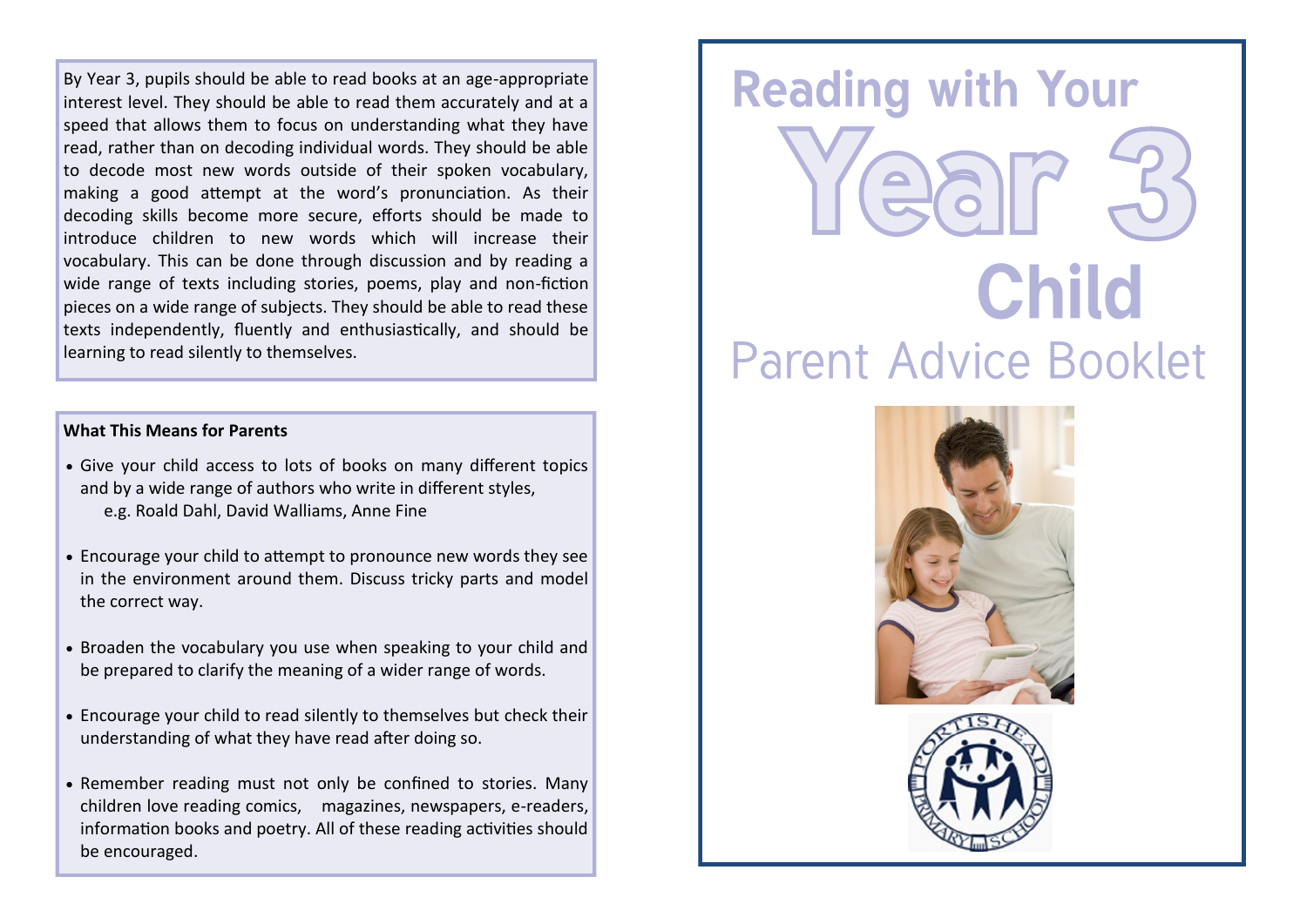By Year 3, pupils should be able to read books at an age-appropriate interest level. They should be able to read them accurately and at a speed that allows them to focus on understanding what they have read, rather than on decoding individual words. They should be able to decode most new words outside of their spoken vocabulary, making a good attempt at the word's pronunciation. As their decoding skills become more secure, efforts should be made to introduce children to new words which will increase their vocabulary. This can be done through discussion and by reading a wide range of texts including stories, poems, play and non-fiction pieces on a wide range of subjects. They should be able to read these texts independently, fluently and enthusiastically, and should be learning to read silently to themselves.

**What This Means for Parents**

- Give your child access to lots of books on many different topics and by a wide range of authors who write in different styles, e.g. Roald Dahl, David Walliams, Anne Fine
- Encourage your child to attempt to pronounce new words they see in the environment around them. Discuss tricky parts and model the correct way.
- Broaden the vocabulary you use when speaking to your child and be prepared to clarify the meaning of a wider range of words.
- Encourage your child to read silently to themselves but check their understanding of what they have read after doing so.
- Remember reading must not only be confined to stories. Many children love reading comics, magazines, newspapers, e-readers, information books and poetry. All of these reading activities should be encouraged.

# Reading with Your Year 3 Child

## Parent Advice Booklet

Portishead Primary School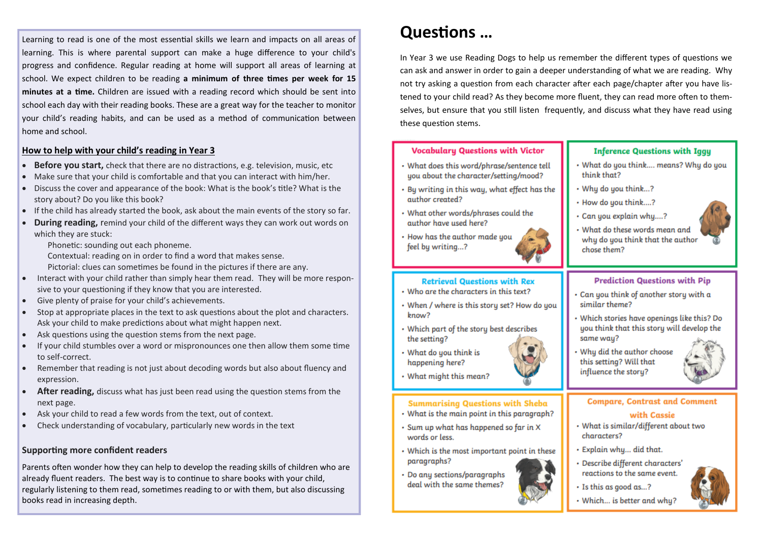Learning to read is one of the most essential skills we learn and impacts on all areas of learning. This is where parental support can make a huge difference to your child's progress and confidence. Regular reading at home will support all areas of learning at school. We expect children to be reading **a minimum of three times per week for 15 minutes at a time.** Children are issued with a reading record which should be sent into school each day with their reading books. These are a great way for the teacher to monitor your child's reading habits, and can be used as a method of communication between home and school.

## How to help with your child's reading in Year 3

- **Before you start,** check that there are no distractions, e.g. television, music, etc
- Make sure that your child is comfortable and that you can interact with him/her.
- Discuss the cover and appearance of the book: What is the book's title? What is the story about? Do you like this book?
- If the child has already started the book, ask about the main events of the story so far.
- **During reading,** remind your child of the different ways they can work out words on which they are stuck:
  - Phonetic: sounding out each phoneme.
  - Contextual: reading on in order to find a word that makes sense.
  - Pictorial: clues can sometimes be found in the pictures if there are any.
- Interact with your child rather than simply hear them read. They will be more responsive to your questioning if they know that you are interested.
- Give plenty of praise for your child's achievements.
- Stop at appropriate places in the text to ask questions about the plot and characters. Ask your child to make predictions about what might happen next.
- Ask questions using the question stems from the next page.
- If your child stumbles over a word or mispronounces one then allow them some time to self-correct.
- Remember that reading is not just about decoding words but also about fluency and expression.
- **After reading,** discuss what has just been read using the question stems from the next page.
- Ask your child to read a few words from the text, out of context.
- Check understanding of vocabulary, particularly new words in the text

### Supporting more confident readers

Parents often wonder how they can help to develop the reading skills of children who are already fluent readers. The best way is to continue to share books with your child, regularly listening to them read, sometimes reading to or with them, but also discussing books read in increasing depth.

# Questions …

In Year 3 we use Reading Dogs to help us remember the different types of questions we can ask and answer in order to gain a deeper understanding of what we are reading. Why not try asking a question from each character after each page/chapter after you have listened to your child read? As they become more fluent, they can read more often to themselves, but ensure that you still listen frequently, and discuss what they have read using these question stems.

### Vocabulary Questions with Victor

- What does this word/phrase/sentence tell you about the character/setting/mood?
- By writing in this way, what effect has the author created?
- What other words/phrases could the author have used here?
- How has the author made you feel by writing...?

### Inference Questions with Iggy

- What do you think.... means? Why do you think that?
- Why do you think...?
- How do you think....?
- Can you explain why....?
- What do these words mean and why do you think that the author chose them?

### Retrieval Questions with Rex

- Who are the characters in this text?
- When / where is this story set? How do you know?
- Which part of the story best describes the setting?
- What do you think is happening here?
- What might this mean?

### Prediction Questions with Pip

- Can you think of another story with a similar theme?
- Which stories have openings like this? Do you think that this story will develop the same way?
- Why did the author choose this setting? Will that influence the story?

### Summarising Questions with Sheba

- What is the main point in this paragraph?
- Sum up what has happened so far in X words or less.
- Which is the most important point in these paragraphs?
- Do any sections/paragraphs deal with the same themes?

### Compare, Contrast and Comment with Cassie

- What is similar/different about two characters?
- Explain why... did that.
- Describe different characters' reactions to the same event.
- Is this as good as...?
- Which... is better and why?